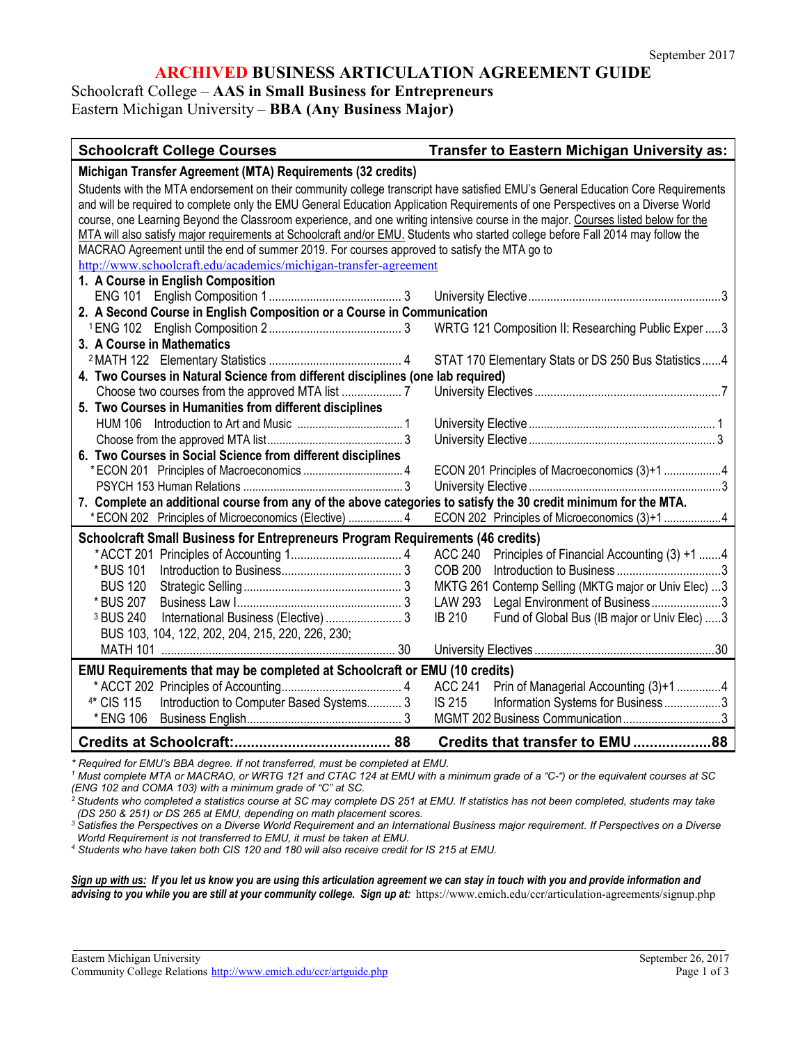September 2017

# ARCHIVED BUSINESS ARTICULATION AGREEMENT GUIDE

## Schoolcraft College – **AAS in Small Business for Entrepreneurs**
## Eastern Michigan University – **BBA (Any Business Major)**

| Schoolcraft College Courses | | Transfer to Eastern Michigan University as: | |
|---|---|---|---|
| **Michigan Transfer Agreement (MTA) Requirements (32 credits)** | | | |
| Students with the MTA endorsement on their community college transcript have satisfied EMU's General Education Core Requirements and will be required to complete only the EMU General Education Application Requirements of one Perspectives on a Diverse World course, one Learning Beyond the Classroom experience, and one writing intensive course in the major. Courses listed below for the MTA will also satisfy major requirements at Schoolcraft and/or EMU. Students who started college before Fall 2014 may follow the MACRAO Agreement until the end of summer 2019. For courses approved to satisfy the MTA go to http://www.schoolcraft.edu/academics/michigan-transfer-agreement | | | |
| **1. A Course in English Composition** | | | |
| ENG 101 English Composition 1 | 3 | University Elective | 3 |
| **2. A Second Course in English Composition or a Course in Communication** | | | |
| [1] ENG 102 English Composition 2 | 3 | WRTG 121 Composition II: Researching Public Exper | 3 |
| **3. A Course in Mathematics** | | | |
| [2] MATH 122 Elementary Statistics | 4 | STAT 170 Elementary Stats or DS 250 Bus Statistics | 4 |
| **4. Two Courses in Natural Science from different disciplines (one lab required)** | | | |
| Choose two courses from the approved MTA list | 7 | University Electives | 7 |
| **5. Two Courses in Humanities from different disciplines** | | | |
| HUM 106 Introduction to Art and Music | 1 | University Elective | 1 |
| Choose from the approved MTA list | 3 | University Elective | 3 |
| **6. Two Courses in Social Science from different disciplines** | | | |
| * ECON 201 Principles of Macroeconomics | 4 | ECON 201 Principles of Macroeconomics (3)+1 | 4 |
| PSYCH 153 Human Relations | 3 | University Elective | 3 |
| **7. Complete an additional course from any of the above categories to satisfy the 30 credit minimum for the MTA.** | | | |
| * ECON 202 Principles of Microeconomics (Elective) | 4 | ECON 202 Principles of Microeconomics (3)+1 | 4 |
| **Schoolcraft Small Business for Entrepreneurs Program Requirements (46 credits)** | | | |
| * ACCT 201 Principles of Accounting 1 | 4 | ACC 240 Principles of Financial Accounting (3) +1 | 4 |
| * BUS 101 Introduction to Business | 3 | COB 200 Introduction to Business | 3 |
| BUS 120 Strategic Selling | 3 | MKTG 261 Contemp Selling (MKTG major or Univ Elec) | 3 |
| * BUS 207 Business Law I | 3 | LAW 293 Legal Environment of Business | 3 |
| [3] BUS 240 International Business (Elective) | 3 | IB 210 Fund of Global Bus (IB major or Univ Elec) | 3 |
| BUS 103, 104, 122, 202, 204, 215, 220, 226, 230; MATH 101 | 30 | University Electives | 30 |
| **EMU Requirements that may be completed at Schoolcraft or EMU (10 credits)** | | | |
| * ACCT 202 Principles of Accounting | 4 | ACC 241 Prin of Managerial Accounting (3)+1 | 4 |
| [4]* CIS 115 Introduction to Computer Based Systems | 3 | IS 215 Information Systems for Business | 3 |
| * ENG 106 Business English | 3 | MGMT 202 Business Communication | 3 |
| **Credits at Schoolcraft:** | **88** | **Credits that transfer to EMU** | **88** |

*\* Required for EMU's BBA degree. If not transferred, must be completed at EMU.*

*[1] Must complete MTA or MACRAO, or WRTG 121 and CTAC 124 at EMU with a minimum grade of a "C-") or the equivalent courses at SC (ENG 102 and COMA 103) with a minimum grade of "C" at SC.*

*[2] Students who completed a statistics course at SC may complete DS 251 at EMU. If statistics has not been completed, students may take (DS 250 & 251) or DS 265 at EMU, depending on math placement scores.*

*[3] Satisfies the Perspectives on a Diverse World Requirement and an International Business major requirement. If Perspectives on a Diverse World Requirement is not transferred to EMU, it must be taken at EMU.*

*[4] Students who have taken both CIS 120 and 180 will also receive credit for IS 215 at EMU.*

***Sign up with us:** **If you let us know you are using this articulation agreement we can stay in touch with you and provide information and advising to you while you are still at your community college. Sign up at:*** https://www.emich.edu/ccr/articulation-agreements/signup.php

Eastern Michigan University
Community College Relations http://www.emich.edu/ccr/artguide.php

September 26, 2017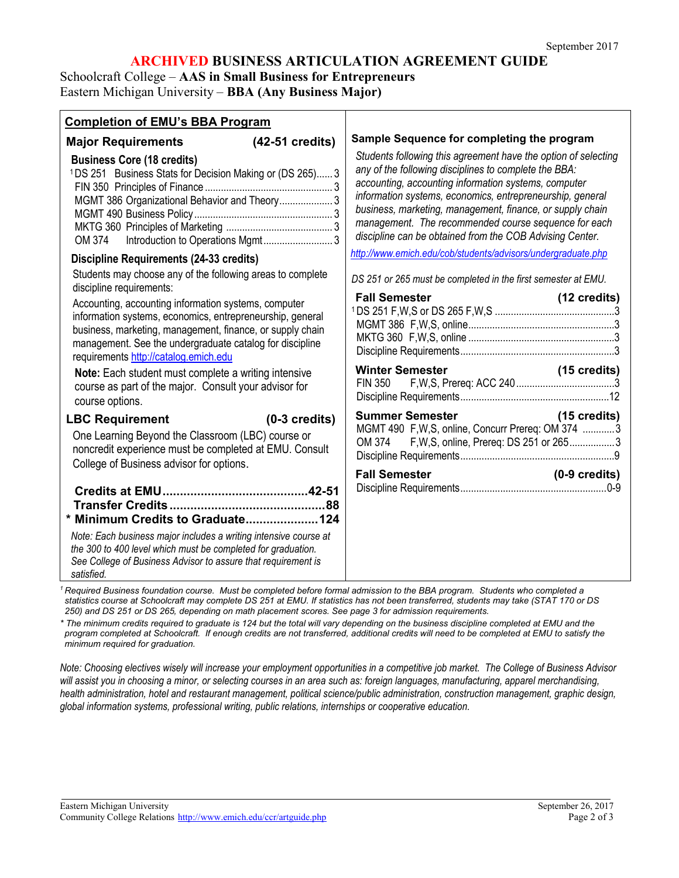September 2017

# ARCHIVED BUSINESS ARTICULATION AGREEMENT GUIDE

Schoolcraft College – **AAS in Small Business for Entrepreneurs**
Eastern Michigan University – **BBA (Any Business Major)**

## Completion of EMU's BBA Program

### Major Requirements (42-51 credits)

**Business Core (18 credits)**

| Course | Credits |
|---|---|
| [1]DS 251 Business Stats for Decision Making or (DS 265) | 3 |
| FIN 350 Principles of Finance | 3 |
| MGMT 386 Organizational Behavior and Theory | 3 |
| MGMT 490 Business Policy | 3 |
| MKTG 360 Principles of Marketing | 3 |
| OM 374 Introduction to Operations Mgmt | 3 |

**Discipline Requirements (24-33 credits)**

Students may choose any of the following areas to complete discipline requirements:

Accounting, accounting information systems, computer information systems, economics, entrepreneurship, general business, marketing, management, or supply chain management. See the undergraduate catalog for discipline requirements http://catalog.emich.edu

**Note:** Each student must complete a writing intensive course as part of the major. Consult your advisor for course options.

### LBC Requirement (0-3 credits)

One Learning Beyond the Classroom (LBC) course or noncredit experience must be completed at EMU. Consult College of Business advisor for options.

| | |
|---|---|
| **Credits at EMU** | **42-51** |
| **Transfer Credits** | **88** |
| **\* Minimum Credits to Graduate** | **124** |

*Note: Each business major includes a writing intensive course at the 300 to 400 level which must be completed for graduation. See College of Business Advisor to assure that requirement is satisfied.*

### Sample Sequence for completing the program

*Students following this agreement have the option of selecting any of the following disciplines to complete the BBA: accounting, accounting information systems, computer information systems, economics, entrepreneurship, general business, marketing, management, finance, or supply chain management. The recommended course sequence for each discipline can be obtained from the COB Advising Center.*

*http://www.emich.edu/cob/students/advisors/undergraduate.php*

*DS 251 or 265 must be completed in the first semester at EMU.*

**Fall Semester (12 credits)**

| Course | Credits |
|---|---|
| [1]DS 251 F,W,S or DS 265 F,W,S | 3 |
| MGMT 386 F,W,S, online | 3 |
| MKTG 360 F,W,S, online | 3 |
| Discipline Requirements | 3 |

**Winter Semester (15 credits)**

| Course | Credits |
|---|---|
| FIN 350 F,W,S, Prereq: ACC 240 | 3 |
| Discipline Requirements | 12 |

**Summer Semester (15 credits)**

| Course | Credits |
|---|---|
| MGMT 490 F,W,S, online, Concurr Prereq: OM 374 | 3 |
| OM 374 F,W,S, online, Prereq: DS 251 or 265 | 3 |
| Discipline Requirements | 9 |

**Fall Semester (0-9 credits)**

| Course | Credits |
|---|---|
| Discipline Requirements | 0-9 |

*[1] Required Business foundation course. Must be completed before formal admission to the BBA program. Students who completed a statistics course at Schoolcraft may complete DS 251 at EMU. If statistics has not been transferred, students may take (STAT 170 or DS 250) and DS 251 or DS 265, depending on math placement scores. See page 3 for admission requirements.*

*\* The minimum credits required to graduate is 124 but the total will vary depending on the business discipline completed at EMU and the program completed at Schoolcraft. If enough credits are not transferred, additional credits will need to be completed at EMU to satisfy the minimum required for graduation.*

*Note: Choosing electives wisely will increase your employment opportunities in a competitive job market. The College of Business Advisor will assist you in choosing a minor, or selecting courses in an area such as: foreign languages, manufacturing, apparel merchandising, health administration, hotel and restaurant management, political science/public administration, construction management, graphic design, global information systems, professional writing, public relations, internships or cooperative education.*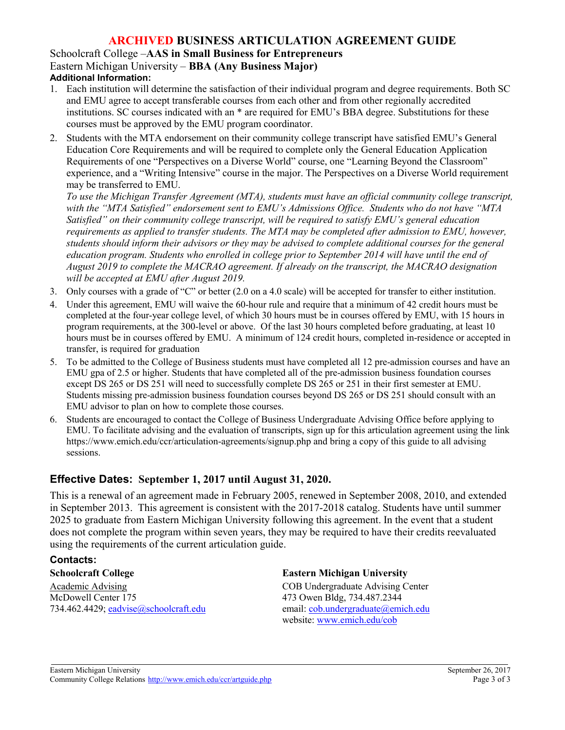# ARCHIVED BUSINESS ARTICULATION AGREEMENT GUIDE

Schoolcraft College –**AAS in Small Business for Entrepreneurs**
Eastern Michigan University – **BBA (Any Business Major)**

**Additional Information:**

1. Each institution will determine the satisfaction of their individual program and degree requirements. Both SC and EMU agree to accept transferable courses from each other and from other regionally accredited institutions. SC courses indicated with an * are required for EMU's BBA degree. Substitutions for these courses must be approved by the EMU program coordinator.
2. Students with the MTA endorsement on their community college transcript have satisfied EMU's General Education Core Requirements and will be required to complete only the General Education Application Requirements of one "Perspectives on a Diverse World" course, one "Learning Beyond the Classroom" experience, and a "Writing Intensive" course in the major. The Perspectives on a Diverse World requirement may be transferred to EMU.
   *To use the Michigan Transfer Agreement (MTA), students must have an official community college transcript, with the "MTA Satisfied" endorsement sent to EMU's Admissions Office. Students who do not have "MTA Satisfied" on their community college transcript, will be required to satisfy EMU's general education requirements as applied to transfer students. The MTA may be completed after admission to EMU, however, students should inform their advisors or they may be advised to complete additional courses for the general education program. Students who enrolled in college prior to September 2014 will have until the end of August 2019 to complete the MACRAO agreement. If already on the transcript, the MACRAO designation will be accepted at EMU after August 2019.*
3. Only courses with a grade of "C" or better (2.0 on a 4.0 scale) will be accepted for transfer to either institution.
4. Under this agreement, EMU will waive the 60-hour rule and require that a minimum of 42 credit hours must be completed at the four-year college level, of which 30 hours must be in courses offered by EMU, with 15 hours in program requirements, at the 300-level or above. Of the last 30 hours completed before graduating, at least 10 hours must be in courses offered by EMU. A minimum of 124 credit hours, completed in-residence or accepted in transfer, is required for graduation
5. To be admitted to the College of Business students must have completed all 12 pre-admission courses and have an EMU gpa of 2.5 or higher. Students that have completed all of the pre-admission business foundation courses except DS 265 or DS 251 will need to successfully complete DS 265 or 251 in their first semester at EMU. Students missing pre-admission business foundation courses beyond DS 265 or DS 251 should consult with an EMU advisor to plan on how to complete those courses.
6. Students are encouraged to contact the College of Business Undergraduate Advising Office before applying to EMU. To facilitate advising and the evaluation of transcripts, sign up for this articulation agreement using the link https://www.emich.edu/ccr/articulation-agreements/signup.php and bring a copy of this guide to all advising sessions.

## Effective Dates: September 1, 2017 until August 31, 2020.

This is a renewal of an agreement made in February 2005, renewed in September 2008, 2010, and extended in September 2013. This agreement is consistent with the 2017-2018 catalog. Students have until summer 2025 to graduate from Eastern Michigan University following this agreement. In the event that a student does not complete the program within seven years, they may be required to have their credits reevaluated using the requirements of the current articulation guide.

## Contacts:

**Schoolcraft College**
Academic Advising
McDowell Center 175
734.462.4429; eadvise@schoolcraft.edu

**Eastern Michigan University**
COB Undergraduate Advising Center
473 Owen Bldg, 734.487.2344
email: cob.undergraduate@emich.edu
website: www.emich.edu/cob